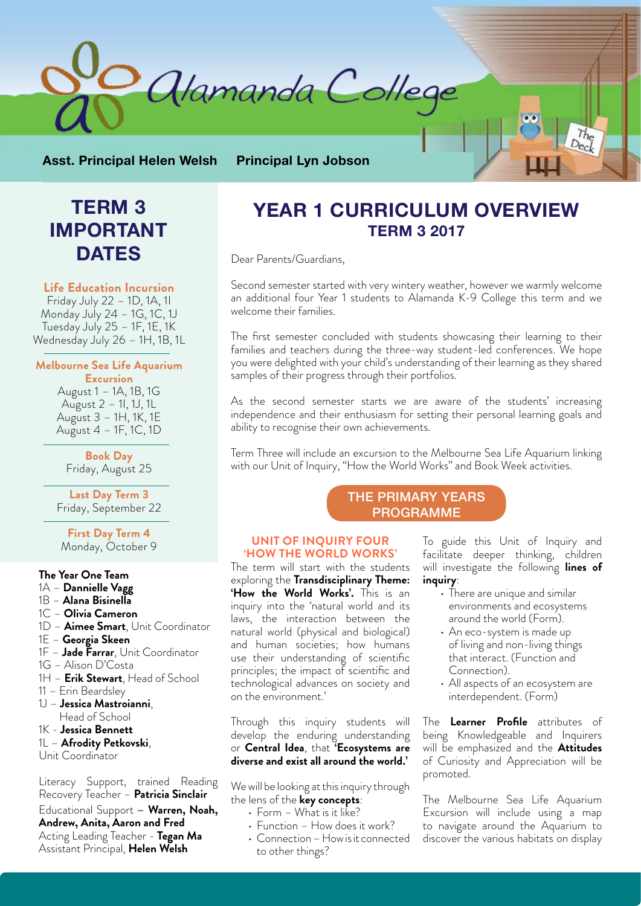Alamanda College

**Asst. Principal Helen Welsh** **Principal Lyn Jobson**

The Deck

## TERM 3 IMPORTANT DATES

**Life Education Incursion**
Friday July 22 – 1D, 1A, 1I
Monday July 24 – 1G, 1C, 1J
Tuesday July 25 – 1F, 1E, 1K
Wednesday July 26 – 1H, 1B, 1L

**Melbourne Sea Life Aquarium Excursion**
August 1 – 1A, 1B, 1G
August 2 – 1I, 1J, 1L
August 3 – 1H, 1K, 1E
August 4 – 1F, 1C, 1D

**Book Day**
Friday, August 25

**Last Day Term 3**
Friday, September 22

**First Day Term 4**
Monday, October 9

**The Year One Team**

- 1A – **Dannielle Vagg**
- 1B – **Alana Bisinella**
- 1C – **Olivia Cameron**
- 1D – **Aimee Smart**, Unit Coordinator
- 1E – **Georgia Skeen**
- 1F – **Jade Farrar**, Unit Coordinator
- 1G – Alison D'Costa
- 1H – **Erik Stewart**, Head of School
- 11 – Erin Beardsley
- 1J – **Jessica Mastroianni**, Head of School
- 1K - **Jessica Bennett**
- 1L – **Afrodity Petkovski**, Unit Coordinator

Literacy Support, trained Reading Recovery Teacher – **Patricia Sinclair**
Educational Support **– Warren, Noah, Andrew, Anita, Aaron and Fred**
Acting Leading Teacher - **Tegan Ma**
Assistant Principal, **Helen Welsh**

# YEAR 1 CURRICULUM OVERVIEW

## TERM 3 2017

Dear Parents/Guardians,

Second semester started with very wintery weather, however we warmly welcome an additional four Year 1 students to Alamanda K-9 College this term and we welcome their families.

The first semester concluded with students showcasing their learning to their families and teachers during the three-way student-led conferences. We hope you were delighted with your child's understanding of their learning as they shared samples of their progress through their portfolios.

As the second semester starts we are aware of the students' increasing independence and their enthusiasm for setting their personal learning goals and ability to recognise their own achievements.

Term Three will include an excursion to the Melbourne Sea Life Aquarium linking with our Unit of Inquiry, "How the World Works" and Book Week activities.

### THE PRIMARY YEARS PROGRAMME

#### UNIT OF INQUIRY FOUR 'HOW THE WORLD WORKS'

The term will start with the students exploring the **Transdisciplinary Theme: 'How the World Works'.** This is an inquiry into the 'natural world and its laws, the interaction between the natural world (physical and biological) and human societies; how humans use their understanding of scientific principles; the impact of scientific and technological advances on society and on the environment.'

Through this inquiry students will develop the enduring understanding or **Central Idea**, that **'Ecosystems are diverse and exist all around the world.'**

We will be looking at this inquiry through the lens of the **key concepts**:

- Form – What is it like?
- Function – How does it work?
- Connection – How is it connected to other things?

To guide this Unit of Inquiry and facilitate deeper thinking, children will investigate the following **lines of inquiry**:

- There are unique and similar environments and ecosystems around the world (Form).
- An eco-system is made up of living and non-living things that interact. (Function and Connection).
- All aspects of an ecosystem are interdependent. (Form)

The **Learner Profile** attributes of being Knowledgeable and Inquirers will be emphasized and the **Attitudes** of Curiosity and Appreciation will be promoted.

The Melbourne Sea Life Aquarium Excursion will include using a map to navigate around the Aquarium to discover the various habitats on display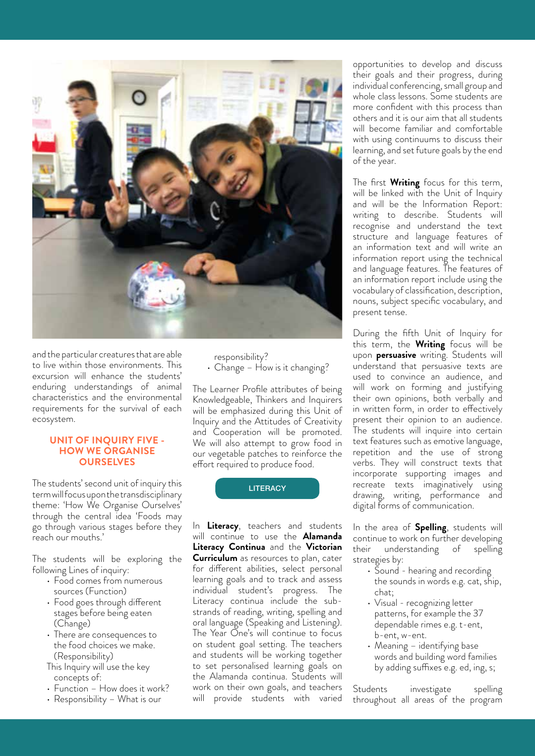and the particular creatures that are able to live within those environments. This excursion will enhance the students' enduring understandings of animal characteristics and the environmental requirements for the survival of each ecosystem.

## UNIT OF INQUIRY FIVE - HOW WE ORGANISE OURSELVES

The students' second unit of inquiry this term will focus upon the transdisciplinary theme: 'How We Organise Ourselves' through the central idea 'Foods may go through various stages before they reach our mouths.'

The students will be exploring the following Lines of inquiry:

- Food comes from numerous sources (Function)
- Food goes through different stages before being eaten (Change)
- There are consequences to the food choices we make. (Responsibility)

This Inquiry will use the key concepts of:

- Function – How does it work?
- Responsibility – What is our responsibility?
- Change – How is it changing?

The Learner Profile attributes of being Knowledgeable, Thinkers and Inquirers will be emphasized during this Unit of Inquiry and the Attitudes of Creativity and Cooperation will be promoted. We will also attempt to grow food in our vegetable patches to reinforce the effort required to produce food.

## LITERACY

In **Literacy**, teachers and students will continue to use the **Alamanda Literacy Continua** and the **Victorian Curriculum** as resources to plan, cater for different abilities, select personal learning goals and to track and assess individual student's progress. The Literacy continua include the sub-strands of reading, writing, spelling and oral language (Speaking and Listening). The Year One's will continue to focus on student goal setting. The teachers and students will be working together to set personalised learning goals on the Alamanda continua. Students will work on their own goals, and teachers will provide students with varied opportunities to develop and discuss their goals and their progress, during individual conferencing, small group and whole class lessons. Some students are more confident with this process than others and it is our aim that all students will become familiar and comfortable with using continuums to discuss their learning, and set future goals by the end of the year.

The first **Writing** focus for this term, will be linked with the Unit of Inquiry and will be the Information Report: writing to describe. Students will recognise and understand the text structure and language features of an information text and will write an information report using the technical and language features. The features of an information report include using the vocabulary of classification, description, nouns, subject specific vocabulary, and present tense.

During the fifth Unit of Inquiry for this term, the **Writing** focus will be upon **persuasive** writing. Students will understand that persuasive texts are used to convince an audience, and will work on forming and justifying their own opinions, both verbally and in written form, in order to effectively present their opinion to an audience. The students will inquire into certain text features such as emotive language, repetition and the use of strong verbs. They will construct texts that incorporate supporting images and recreate texts imaginatively using drawing, writing, performance and digital forms of communication.

In the area of **Spelling**, students will continue to work on further developing their understanding of spelling strategies by:

- Sound - hearing and recording the sounds in words e.g. cat, ship, chat;
- Visual - recognizing letter patterns, for example the 37 dependable rimes e.g. t-ent, b-ent, w-ent.
- Meaning – identifying base words and building word families by adding suffixes e.g. ed, ing, s;

Students investigate spelling throughout all areas of the program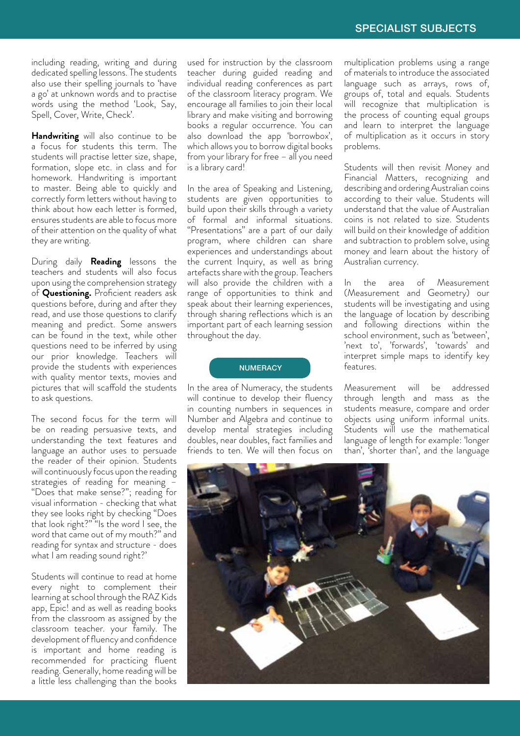including reading, writing and during dedicated spelling lessons. The students also use their spelling journals to 'have a go' at unknown words and to practise words using the method 'Look, Say, Spell, Cover, Write, Check'.

**Handwriting** will also continue to be a focus for students this term. The students will practise letter size, shape, formation, slope etc. in class and for homework. Handwriting is important to master. Being able to quickly and correctly form letters without having to think about how each letter is formed, ensures students are able to focus more of their attention on the quality of what they are writing.

During daily **Reading** lessons the teachers and students will also focus upon using the comprehension strategy of **Questioning.** Proficient readers ask questions before, during and after they read, and use those questions to clarify meaning and predict. Some answers can be found in the text, while other questions need to be inferred by using our prior knowledge. Teachers will provide the students with experiences with quality mentor texts, movies and pictures that will scaffold the students to ask questions.

The second focus for the term will be on reading persuasive texts, and understanding the text features and language an author uses to persuade the reader of their opinion. Students will continuously focus upon the reading strategies of reading for meaning – "Does that make sense?"; reading for visual information - checking that what they see looks right by checking "Does that look right?" "Is the word I see, the word that came out of my mouth?" and reading for syntax and structure - does what I am reading sound right?'

Students will continue to read at home every night to complement their learning at school through the RAZ Kids app, Epic! and as well as reading books from the classroom as assigned by the classroom teacher. your family. The development of fluency and confidence is important and home reading is recommended for practicing fluent reading. Generally, home reading will be a little less challenging than the books used for instruction by the classroom teacher during guided reading and individual reading conferences as part of the classroom literacy program. We encourage all families to join their local library and make visiting and borrowing books a regular occurrence. You can also download the app 'borrowbox', which allows you to borrow digital books from your library for free – all you need is a library card!

In the area of Speaking and Listening, students are given opportunities to build upon their skills through a variety of formal and informal situations. "Presentations" are a part of our daily program, where children can share experiences and understandings about the current Inquiry, as well as bring artefacts share with the group. Teachers will also provide the children with a range of opportunities to think and speak about their learning experiences, through sharing reflections which is an important part of each learning session throughout the day.

## NUMERACY

In the area of Numeracy, the students will continue to develop their fluency in counting numbers in sequences in Number and Algebra and continue to develop mental strategies including doubles, near doubles, fact families and friends to ten. We will then focus on multiplication problems using a range of materials to introduce the associated language such as arrays, rows of, groups of, total and equals. Students will recognize that multiplication is the process of counting equal groups and learn to interpret the language of multiplication as it occurs in story problems.

Students will then revisit Money and Financial Matters, recognizing and describing and ordering Australian coins according to their value. Students will understand that the value of Australian coins is not related to size. Students will build on their knowledge of addition and subtraction to problem solve, using money and learn about the history of Australian currency.

In the area of Measurement (Measurement and Geometry) our students will be investigating and using the language of location by describing and following directions within the school environment, such as 'between', 'next to', 'forwards', 'towards' and interpret simple maps to identify key features.

Measurement will be addressed through length and mass as the students measure, compare and order objects using uniform informal units. Students will use the mathematical language of length for example: 'longer than', 'shorter than', and the language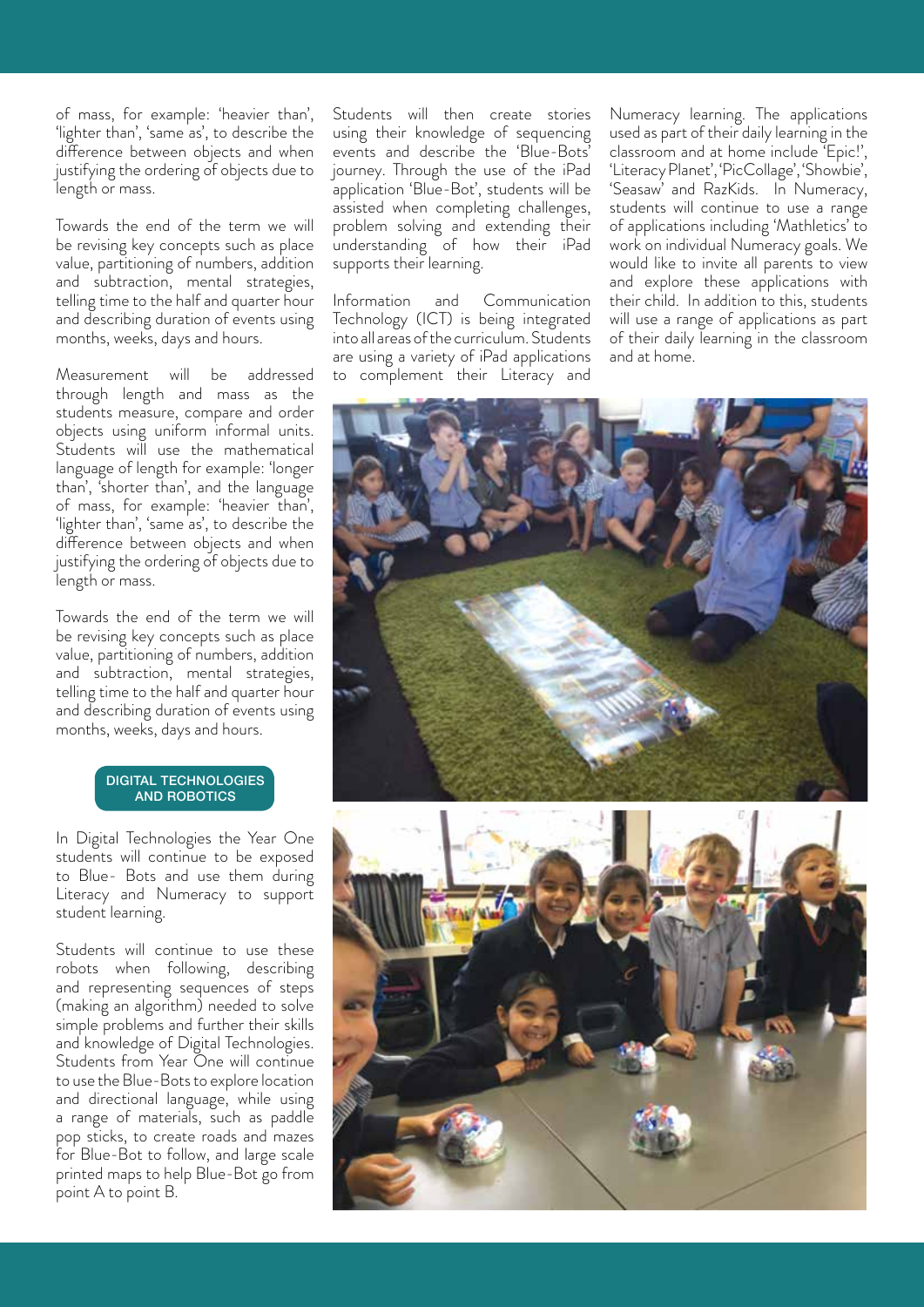of mass, for example: 'heavier than', 'lighter than', 'same as', to describe the difference between objects and when justifying the ordering of objects due to length or mass.

Towards the end of the term we will be revising key concepts such as place value, partitioning of numbers, addition and subtraction, mental strategies, telling time to the half and quarter hour and describing duration of events using months, weeks, days and hours.

Measurement will be addressed through length and mass as the students measure, compare and order objects using uniform informal units. Students will use the mathematical language of length for example: 'longer than', 'shorter than', and the language of mass, for example: 'heavier than', 'lighter than', 'same as', to describe the difference between objects and when justifying the ordering of objects due to length or mass.

Towards the end of the term we will be revising key concepts such as place value, partitioning of numbers, addition and subtraction, mental strategies, telling time to the half and quarter hour and describing duration of events using months, weeks, days and hours.

## DIGITAL TECHNOLOGIES AND ROBOTICS

In Digital Technologies the Year One students will continue to be exposed to Blue- Bots and use them during Literacy and Numeracy to support student learning.

Students will continue to use these robots when following, describing and representing sequences of steps (making an algorithm) needed to solve simple problems and further their skills and knowledge of Digital Technologies. Students from Year One will continue to use the Blue-Bots to explore location and directional language, while using a range of materials, such as paddle pop sticks, to create roads and mazes for Blue-Bot to follow, and large scale printed maps to help Blue-Bot go from point A to point B.

Students will then create stories using their knowledge of sequencing events and describe the 'Blue-Bots' journey. Through the use of the iPad application 'Blue-Bot', students will be assisted when completing challenges, problem solving and extending their understanding of how their iPad supports their learning.

Information and Communication Technology (ICT) is being integrated into all areas of the curriculum. Students are using a variety of iPad applications to complement their Literacy and Numeracy learning. The applications used as part of their daily learning in the classroom and at home include 'Epic!', 'Literacy Planet', 'PicCollage', 'Showbie', 'Seasaw' and RazKids. In Numeracy, students will continue to use a range of applications including 'Mathletics' to work on individual Numeracy goals. We would like to invite all parents to view and explore these applications with their child. In addition to this, students will use a range of applications as part of their daily learning in the classroom and at home.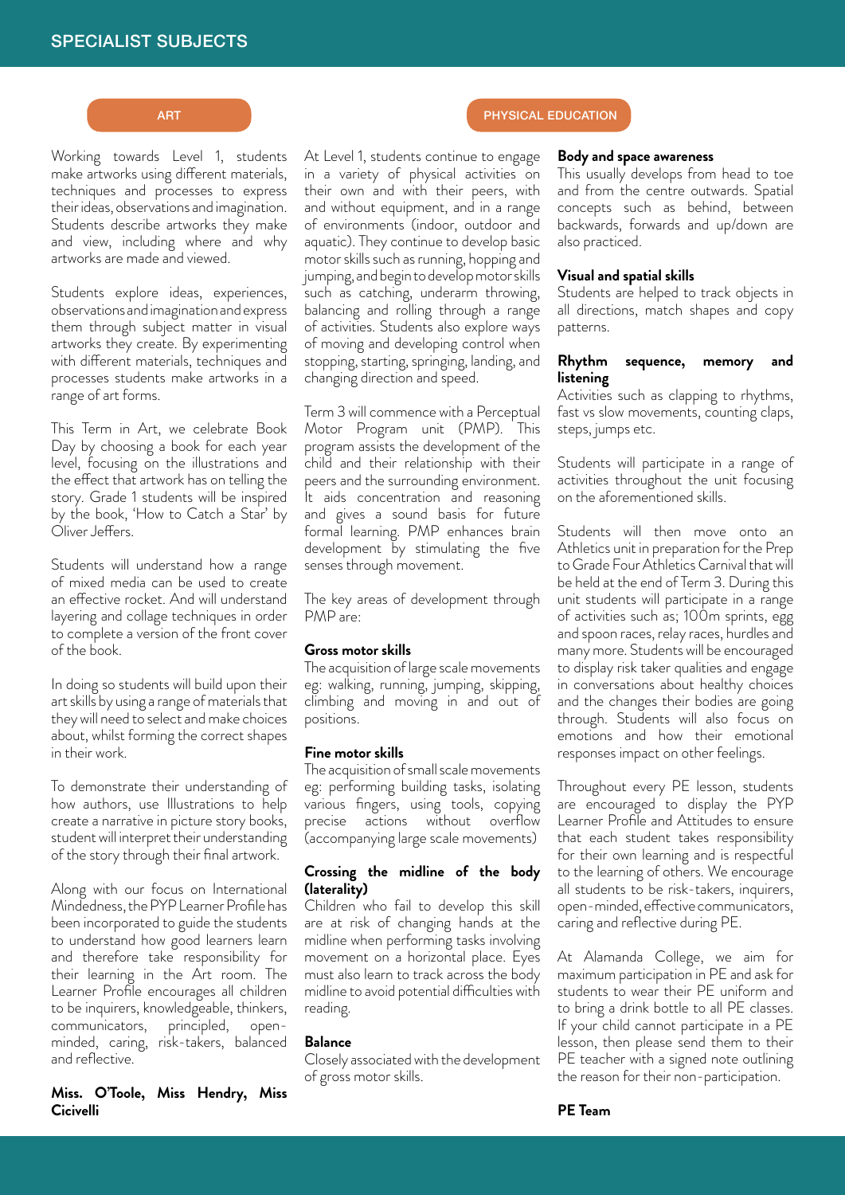# SPECIALIST SUBJECTS

## ART

Working towards Level 1, students make artworks using different materials, techniques and processes to express their ideas, observations and imagination. Students describe artworks they make and view, including where and why artworks are made and viewed.

Students explore ideas, experiences, observations and imagination and express them through subject matter in visual artworks they create. By experimenting with different materials, techniques and processes students make artworks in a range of art forms.

This Term in Art, we celebrate Book Day by choosing a book for each year level, focusing on the illustrations and the effect that artwork has on telling the story. Grade 1 students will be inspired by the book, 'How to Catch a Star' by Oliver Jeffers.

Students will understand how a range of mixed media can be used to create an effective rocket. And will understand layering and collage techniques in order to complete a version of the front cover of the book.

In doing so students will build upon their art skills by using a range of materials that they will need to select and make choices about, whilst forming the correct shapes in their work.

To demonstrate their understanding of how authors, use Illustrations to help create a narrative in picture story books, student will interpret their understanding of the story through their final artwork.

Along with our focus on International Mindedness, the PYP Learner Profile has been incorporated to guide the students to understand how good learners learn and therefore take responsibility for their learning in the Art room. The Learner Profile encourages all children to be inquirers, knowledgeable, thinkers, communicators, principled, open-minded, caring, risk-takers, balanced and reflective.

**Miss. O'Toole, Miss Hendry, Miss Cicivelli**

## PHYSICAL EDUCATION

At Level 1, students continue to engage in a variety of physical activities on their own and with their peers, with and without equipment, and in a range of environments (indoor, outdoor and aquatic). They continue to develop basic motor skills such as running, hopping and jumping, and begin to develop motor skills such as catching, underarm throwing, balancing and rolling through a range of activities. Students also explore ways of moving and developing control when stopping, starting, springing, landing, and changing direction and speed.

Term 3 will commence with a Perceptual Motor Program unit (PMP). This program assists the development of the child and their relationship with their peers and the surrounding environment. It aids concentration and reasoning and gives a sound basis for future formal learning. PMP enhances brain development by stimulating the five senses through movement.

The key areas of development through PMP are:

**Gross motor skills**
The acquisition of large scale movements eg: walking, running, jumping, skipping, climbing and moving in and out of positions.

**Fine motor skills**
The acquisition of small scale movements eg: performing building tasks, isolating various fingers, using tools, copying precise actions without overflow (accompanying large scale movements)

**Crossing the midline of the body (laterality)**
Children who fail to develop this skill are at risk of changing hands at the midline when performing tasks involving movement on a horizontal place. Eyes must also learn to track across the body midline to avoid potential difficulties with reading.

**Balance**
Closely associated with the development of gross motor skills.

**Body and space awareness**
This usually develops from head to toe and from the centre outwards. Spatial concepts such as behind, between backwards, forwards and up/down are also practiced.

**Visual and spatial skills**
Students are helped to track objects in all directions, match shapes and copy patterns.

**Rhythm sequence, memory and listening**
Activities such as clapping to rhythms, fast vs slow movements, counting claps, steps, jumps etc.

Students will participate in a range of activities throughout the unit focusing on the aforementioned skills.

Students will then move onto an Athletics unit in preparation for the Prep to Grade Four Athletics Carnival that will be held at the end of Term 3. During this unit students will participate in a range of activities such as; 100m sprints, egg and spoon races, relay races, hurdles and many more. Students will be encouraged to display risk taker qualities and engage in conversations about healthy choices and the changes their bodies are going through. Students will also focus on emotions and how their emotional responses impact on other feelings.

Throughout every PE lesson, students are encouraged to display the PYP Learner Profile and Attitudes to ensure that each student takes responsibility for their own learning and is respectful to the learning of others. We encourage all students to be risk-takers, inquirers, open-minded, effective communicators, caring and reflective during PE.

At Alamanda College, we aim for maximum participation in PE and ask for students to wear their PE uniform and to bring a drink bottle to all PE classes. If your child cannot participate in a PE lesson, then please send them to their PE teacher with a signed note outlining the reason for their non-participation.

**PE Team**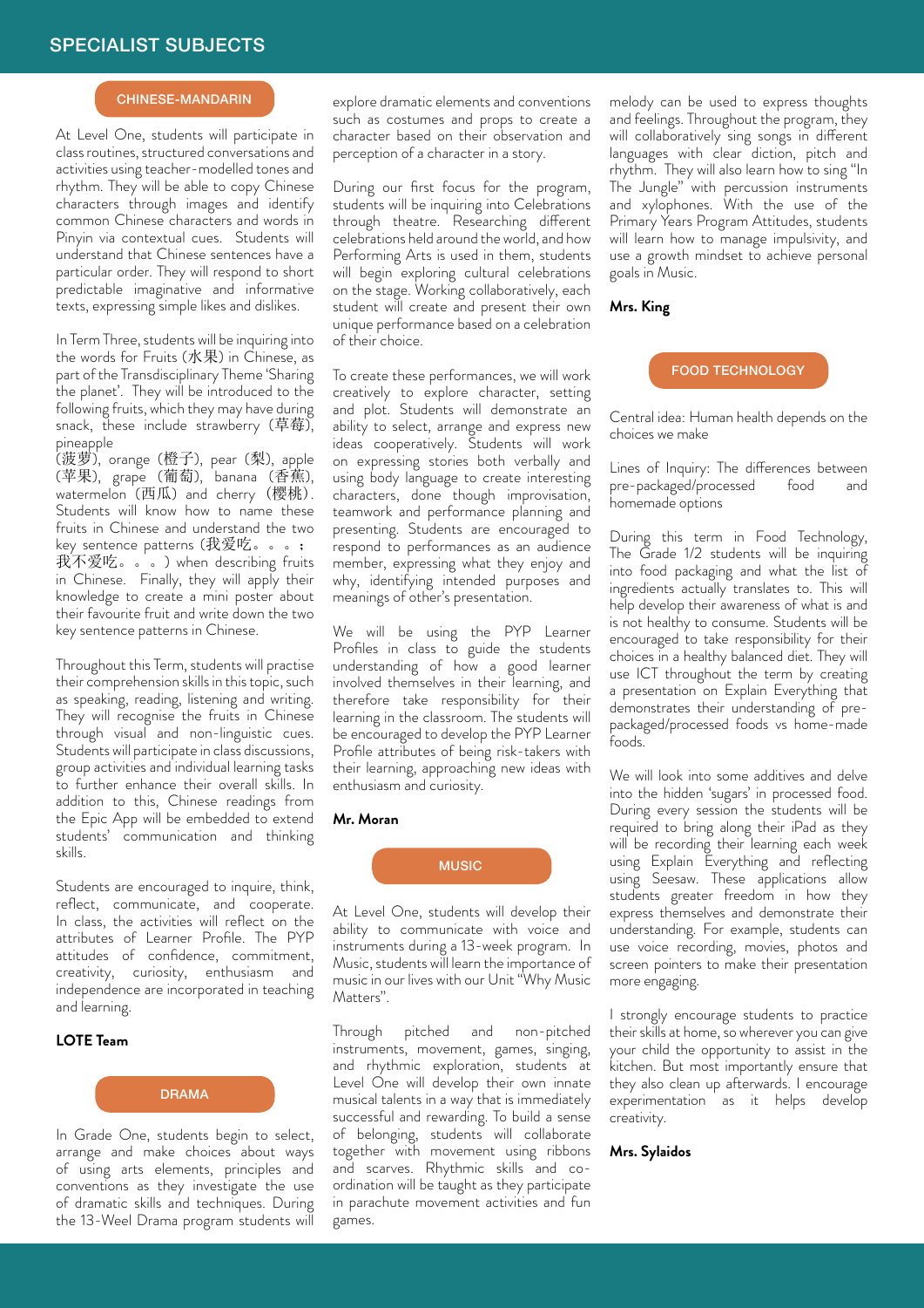# SPECIALIST SUBJECTS

## CHINESE-MANDARIN

At Level One, students will participate in class routines, structured conversations and activities using teacher-modelled tones and rhythm. They will be able to copy Chinese characters through images and identify common Chinese characters and words in Pinyin via contextual cues. Students will understand that Chinese sentences have a particular order. They will respond to short predictable imaginative and informative texts, expressing simple likes and dislikes.

In Term Three, students will be inquiring into the words for Fruits (水果) in Chinese, as part of the Transdisciplinary Theme 'Sharing the planet'. They will be introduced to the following fruits, which they may have during snack, these include strawberry (草莓), pineapple (菠萝), orange (橙子), pear (梨), apple (苹果), grape (葡萄), banana (香蕉), watermelon (西瓜) and cherry (樱桃). Students will know how to name these fruits in Chinese and understand the two key sentence patterns (我爱吃。。。; 我不爱吃。。。) when describing fruits in Chinese. Finally, they will apply their knowledge to create a mini poster about their favourite fruit and write down the two key sentence patterns in Chinese.

Throughout this Term, students will practise their comprehension skills in this topic, such as speaking, reading, listening and writing. They will recognise the fruits in Chinese through visual and non-linguistic cues. Students will participate in class discussions, group activities and individual learning tasks to further enhance their overall skills. In addition to this, Chinese readings from the Epic App will be embedded to extend students' communication and thinking skills.

Students are encouraged to inquire, think, reflect, communicate, and cooperate. In class, the activities will reflect on the attributes of Learner Profile. The PYP attitudes of confidence, commitment, creativity, curiosity, enthusiasm and independence are incorporated in teaching and learning.

**LOTE Team**

## DRAMA

In Grade One, students begin to select, arrange and make choices about ways of using arts elements, principles and conventions as they investigate the use of dramatic skills and techniques. During the 13-Weel Drama program students will explore dramatic elements and conventions such as costumes and props to create a character based on their observation and perception of a character in a story.

During our first focus for the program, students will be inquiring into Celebrations through theatre. Researching different celebrations held around the world, and how Performing Arts is used in them, students will begin exploring cultural celebrations on the stage. Working collaboratively, each student will create and present their own unique performance based on a celebration of their choice.

To create these performances, we will work creatively to explore character, setting and plot. Students will demonstrate an ability to select, arrange and express new ideas cooperatively. Students will work on expressing stories both verbally and using body language to create interesting characters, done though improvisation, teamwork and performance planning and presenting. Students are encouraged to respond to performances as an audience member, expressing what they enjoy and why, identifying intended purposes and meanings of other's presentation.

We will be using the PYP Learner Profiles in class to guide the students understanding of how a good learner involved themselves in their learning, and therefore take responsibility for their learning in the classroom. The students will be encouraged to develop the PYP Learner Profile attributes of being risk-takers with their learning, approaching new ideas with enthusiasm and curiosity.

**Mr. Moran**

## MUSIC

At Level One, students will develop their ability to communicate with voice and instruments during a 13-week program. In Music, students will learn the importance of music in our lives with our Unit "Why Music Matters".

Through pitched and non-pitched instruments, movement, games, singing, and rhythmic exploration, students at Level One will develop their own innate musical talents in a way that is immediately successful and rewarding. To build a sense of belonging, students will collaborate together with movement using ribbons and scarves. Rhythmic skills and co-ordination will be taught as they participate in parachute movement activities and fun games.

melody can be used to express thoughts and feelings. Throughout the program, they will collaboratively sing songs in different languages with clear diction, pitch and rhythm. They will also learn how to sing "In The Jungle" with percussion instruments and xylophones. With the use of the Primary Years Program Attitudes, students will learn how to manage impulsivity, and use a growth mindset to achieve personal goals in Music.

**Mrs. King**

## FOOD TECHNOLOGY

Central idea: Human health depends on the choices we make

Lines of Inquiry: The differences between pre-packaged/processed food and homemade options

During this term in Food Technology, The Grade 1/2 students will be inquiring into food packaging and what the list of ingredients actually translates to. This will help develop their awareness of what is and is not healthy to consume. Students will be encouraged to take responsibility for their choices in a healthy balanced diet. They will use ICT throughout the term by creating a presentation on Explain Everything that demonstrates their understanding of pre-packaged/processed foods vs home-made foods.

We will look into some additives and delve into the hidden 'sugars' in processed food. During every session the students will be required to bring along their iPad as they will be recording their learning each week using Explain Everything and reflecting using Seesaw. These applications allow students greater freedom in how they express themselves and demonstrate their understanding. For example, students can use voice recording, movies, photos and screen pointers to make their presentation more engaging.

I strongly encourage students to practice their skills at home, so wherever you can give your child the opportunity to assist in the kitchen. But most importantly ensure that they also clean up afterwards. I encourage experimentation as it helps develop creativity.

**Mrs. Sylaidos**